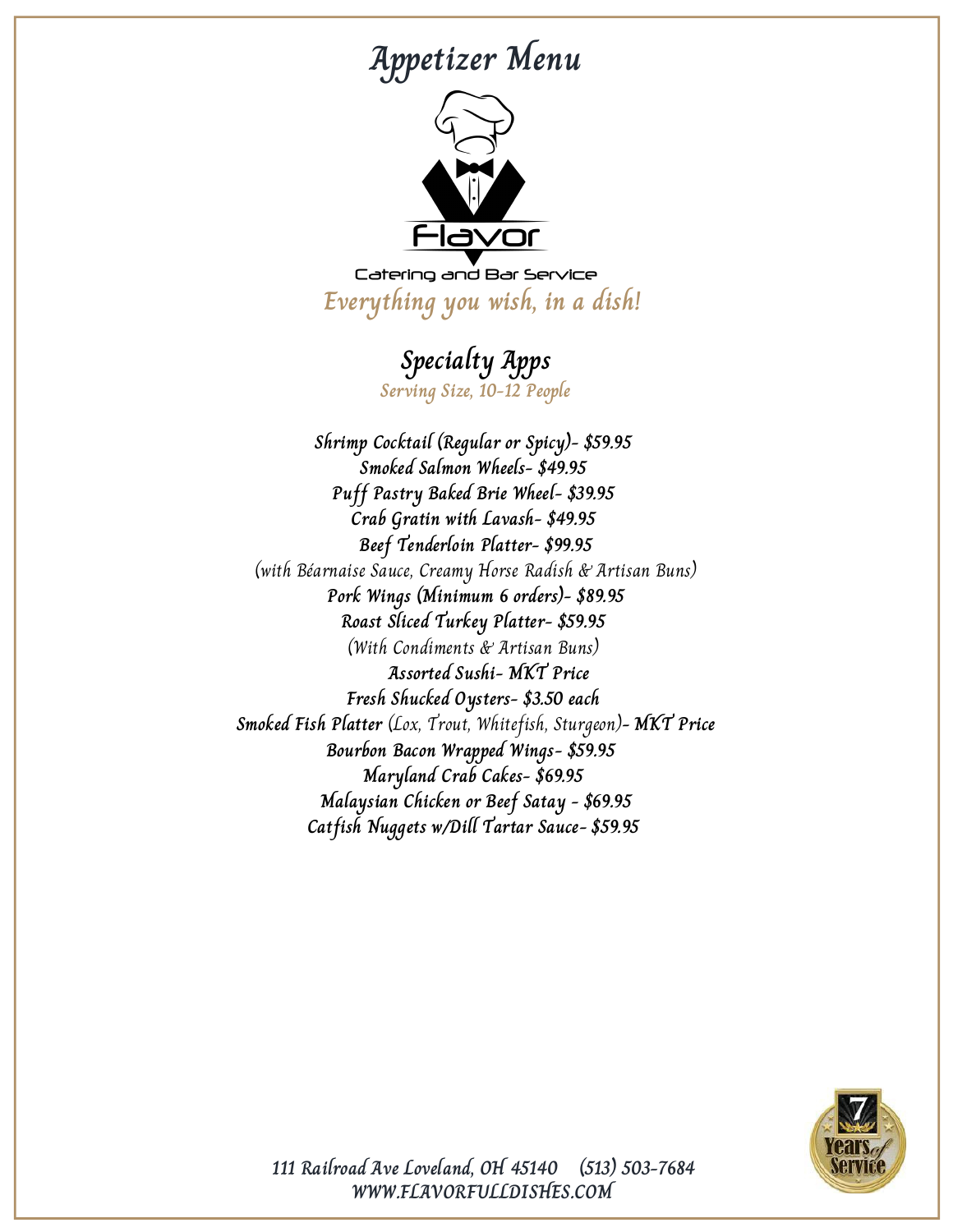# Appetizer Menu

Flavor

Catering and Bar Service

*Everything you wish, in a dish!*

## Specialty Apps

*Serving Size, 10-12 People*

**Shrimp Cocktail (Regular or Spicy)- $59.95**

**Smoked Salmon Wheels- $49.95**

**Puff Pastry Baked Brie Wheel- $39.95**

**Crab Gratin with Lavash- $49.95**

**Beef Tenderloin Platter- $99.95**

(with Béarnaise Sauce, Creamy Horse Radish & Artisan Buns)

**Pork Wings (Minimum 6 orders)- $89.95**

**Roast Sliced Turkey Platter- $59.95**

(With Condiments & Artisan Buns)

**Assorted Sushi- MKT Price**

**Fresh Shucked Oysters- $3.50 each**

**Smoked Fish Platter** (Lox, Trout, Whitefish, Sturgeon)**- MKT Price**

**Bourbon Bacon Wrapped Wings- $59.95**

**Maryland Crab Cakes- $69.95**

**Malaysian Chicken or Beef Satay - $69.95**

**Catfish Nuggets w/Dill Tartar Sauce- $59.95**

7 Years of Service

111 Railroad Ave Loveland, OH 45140 (513) 503-7684
WWW.FLAVORFULLDISHES.COM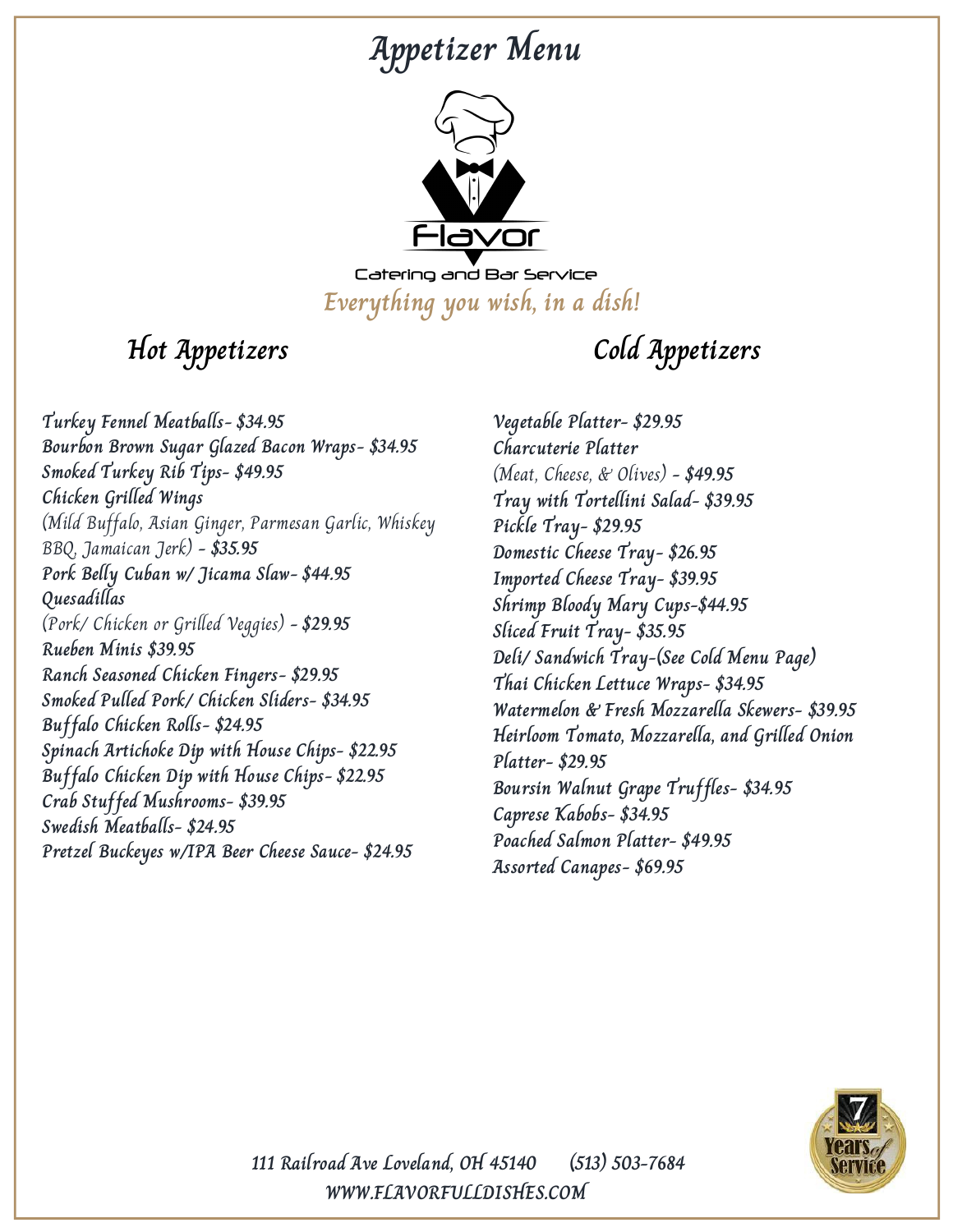# Appetizer Menu

Flavor

Catering and Bar Service

*Everything you wish, in a dish!*

## Hot Appetizers

**Turkey Fennel Meatballs- $34.95**
**Bourbon Brown Sugar Glazed Bacon Wraps- $34.95**
**Smoked Turkey Rib Tips- $49.95**
**Chicken Grilled Wings**
(Mild Buffalo, Asian Ginger, Parmesan Garlic, Whiskey BBQ, Jamaican Jerk) **- $35.95**
**Pork Belly Cuban w/ Jicama Slaw- $44.95**
**Quesadillas**
(Pork/ Chicken or Grilled Veggies) **- $29.95**
**Rueben Minis $39.95**
**Ranch Seasoned Chicken Fingers- $29.95**
**Smoked Pulled Pork/ Chicken Sliders- $34.95**
**Buffalo Chicken Rolls- $24.95**
**Spinach Artichoke Dip with House Chips- $22.95**
**Buffalo Chicken Dip with House Chips- $22.95**
**Crab Stuffed Mushrooms- $39.95**
**Swedish Meatballs- $24.95**
**Pretzel Buckeyes w/IPA Beer Cheese Sauce- $24.95**

## Cold Appetizers

**Vegetable Platter- $29.95**
**Charcuterie Platter**
(Meat, Cheese, & Olives) **- $49.95**
**Tray with Tortellini Salad- $39.95**
**Pickle Tray- $29.95**
**Domestic Cheese Tray- $26.95**
**Imported Cheese Tray- $39.95**
**Shrimp Bloody Mary Cups-$44.95**
**Sliced Fruit Tray- $35.95**
**Deli/ Sandwich Tray-(See Cold Menu Page)**
**Thai Chicken Lettuce Wraps- $34.95**
**Watermelon & Fresh Mozzarella Skewers- $39.95**
**Heirloom Tomato, Mozzarella, and Grilled Onion Platter- $29.95**
**Boursin Walnut Grape Truffles- $34.95**
**Caprese Kabobs- $34.95**
**Poached Salmon Platter- $49.95**
**Assorted Canapes- $69.95**

7 Years of Service

111 Railroad Ave Loveland, OH 45140 (513) 503-7684
WWW.FLAVORFULLDISHES.COM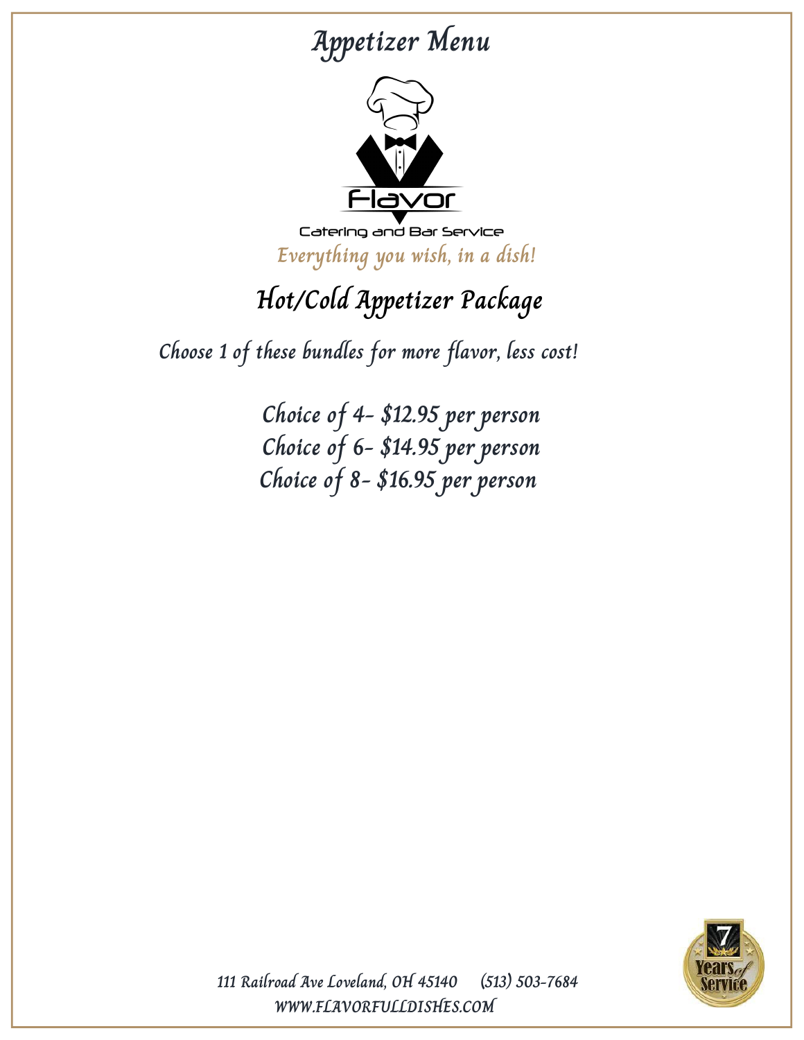# Appetizer Menu

Flavor

Catering and Bar Service

*Everything you wish, in a dish!*

## Hot/Cold Appetizer Package

Choose 1 of these bundles for more flavor, less cost!

Choice of 4- $12.95 per person
Choice of 6- $14.95 per person
Choice of 8- $16.95 per person

111 Railroad Ave Loveland, OH 45140 (513) 503-7684
WWW.FLAVORFULLDISHES.COM